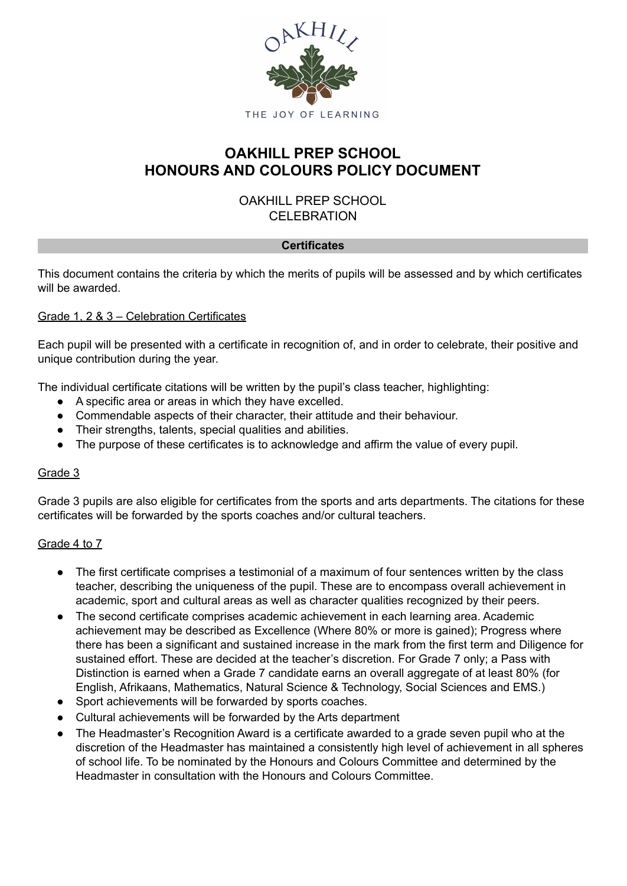# OAKHILL PREP SCHOOL
# HONOURS AND COLOURS POLICY DOCUMENT

OAKHILL PREP SCHOOL
CELEBRATION

## Certificates

This document contains the criteria by which the merits of pupils will be assessed and by which certificates will be awarded.

### Grade 1, 2 & 3 – Celebration Certificates

Each pupil will be presented with a certificate in recognition of, and in order to celebrate, their positive and unique contribution during the year.

The individual certificate citations will be written by the pupil's class teacher, highlighting:

- A specific area or areas in which they have excelled.
- Commendable aspects of their character, their attitude and their behaviour.
- Their strengths, talents, special qualities and abilities.
- The purpose of these certificates is to acknowledge and affirm the value of every pupil.

### Grade 3

Grade 3 pupils are also eligible for certificates from the sports and arts departments. The citations for these certificates will be forwarded by the sports coaches and/or cultural teachers.

### Grade 4 to 7

- The first certificate comprises a testimonial of a maximum of four sentences written by the class teacher, describing the uniqueness of the pupil. These are to encompass overall achievement in academic, sport and cultural areas as well as character qualities recognized by their peers.
- The second certificate comprises academic achievement in each learning area. Academic achievement may be described as Excellence (Where 80% or more is gained); Progress where there has been a significant and sustained increase in the mark from the first term and Diligence for sustained effort. These are decided at the teacher's discretion. For Grade 7 only; a Pass with Distinction is earned when a Grade 7 candidate earns an overall aggregate of at least 80% (for English, Afrikaans, Mathematics, Natural Science & Technology, Social Sciences and EMS.)
- Sport achievements will be forwarded by sports coaches.
- Cultural achievements will be forwarded by the Arts department
- The Headmaster's Recognition Award is a certificate awarded to a grade seven pupil who at the discretion of the Headmaster has maintained a consistently high level of achievement in all spheres of school life. To be nominated by the Honours and Colours Committee and determined by the Headmaster in consultation with the Honours and Colours Committee.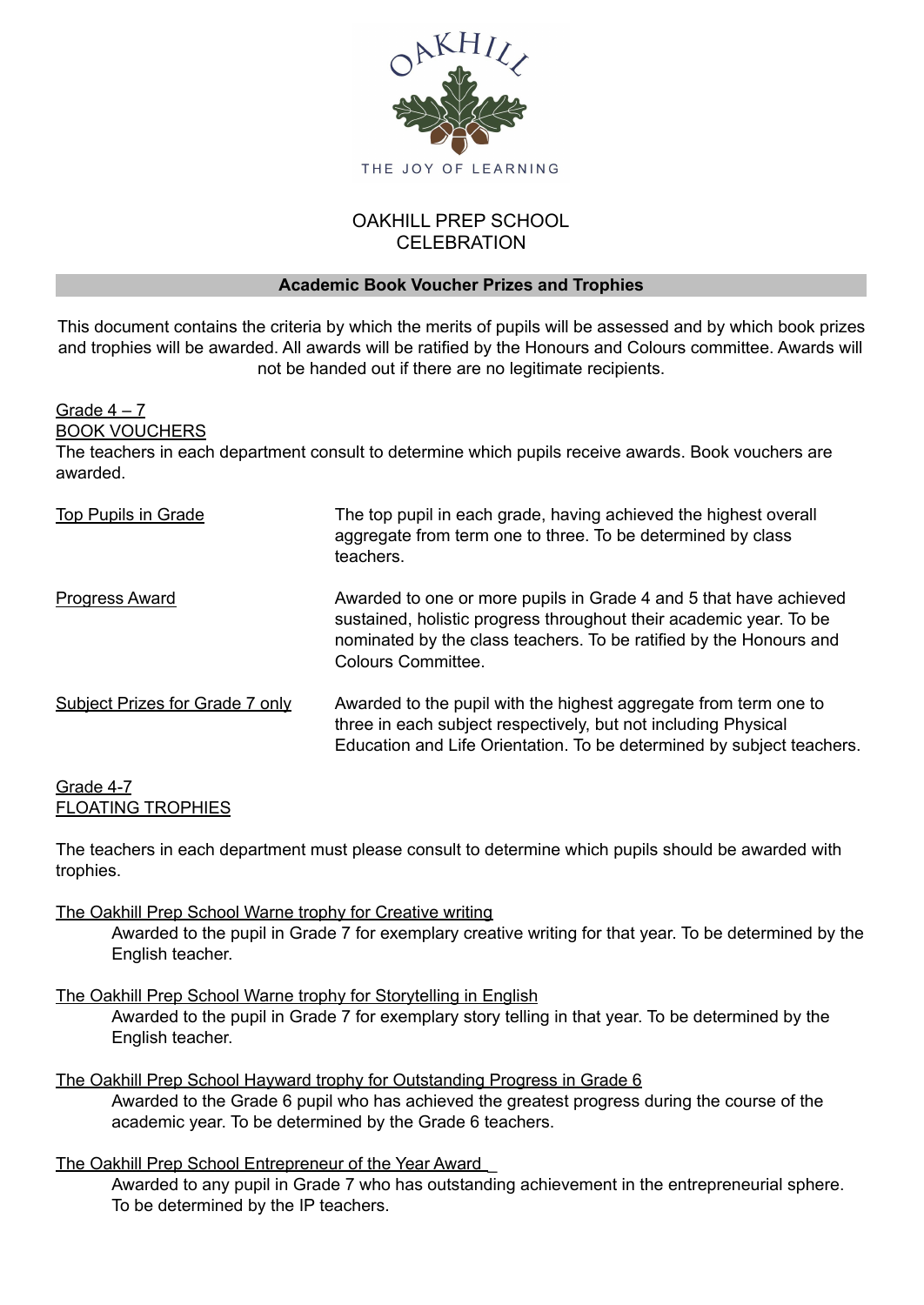OAKHILL

THE JOY OF LEARNING

# OAKHILL PREP SCHOOL CELEBRATION

## Academic Book Voucher Prizes and Trophies

This document contains the criteria by which the merits of pupils will be assessed and by which book prizes and trophies will be awarded. All awards will be ratified by the Honours and Colours committee. Awards will not be handed out if there are no legitimate recipients.

### Grade 4 – 7
### BOOK VOUCHERS

The teachers in each department consult to determine which pupils receive awards. Book vouchers are awarded.

| | |
|---|---|
| Top Pupils in Grade | The top pupil in each grade, having achieved the highest overall aggregate from term one to three. To be determined by class teachers. |
| Progress Award | Awarded to one or more pupils in Grade 4 and 5 that have achieved sustained, holistic progress throughout their academic year. To be nominated by the class teachers. To be ratified by the Honours and Colours Committee. |
| Subject Prizes for Grade 7 only | Awarded to the pupil with the highest aggregate from term one to three in each subject respectively, but not including Physical Education and Life Orientation. To be determined by subject teachers. |

### Grade 4-7
### FLOATING TROPHIES

The teachers in each department must please consult to determine which pupils should be awarded with trophies.

The Oakhill Prep School Warne trophy for Creative writing

Awarded to the pupil in Grade 7 for exemplary creative writing for that year. To be determined by the English teacher.

The Oakhill Prep School Warne trophy for Storytelling in English

Awarded to the pupil in Grade 7 for exemplary story telling in that year. To be determined by the English teacher.

The Oakhill Prep School Hayward trophy for Outstanding Progress in Grade 6

Awarded to the Grade 6 pupil who has achieved the greatest progress during the course of the academic year. To be determined by the Grade 6 teachers.

The Oakhill Prep School Entrepreneur of the Year Award

Awarded to any pupil in Grade 7 who has outstanding achievement in the entrepreneurial sphere. To be determined by the IP teachers.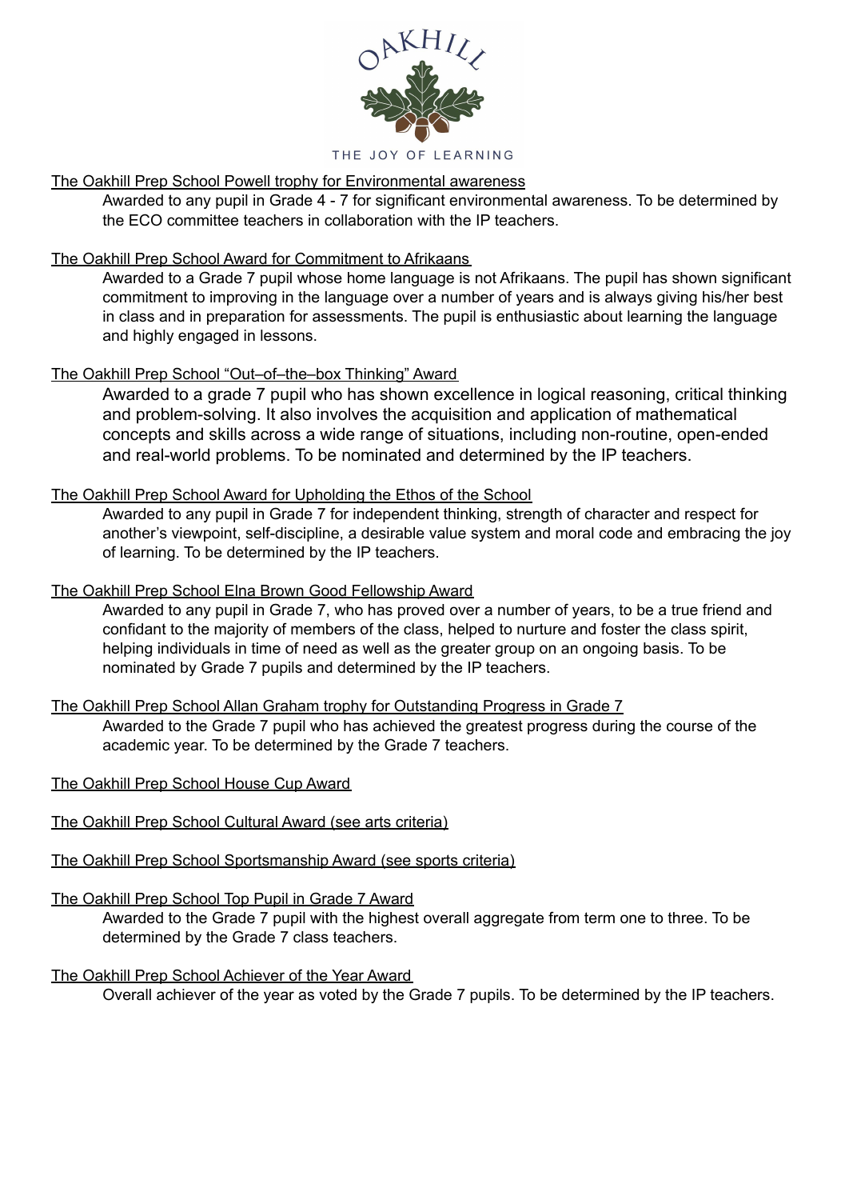OAKHILL

THE JOY OF LEARNING

<u>The Oakhill Prep School Powell trophy for Environmental awareness</u>

Awarded to any pupil in Grade 4 - 7 for significant environmental awareness. To be determined by the ECO committee teachers in collaboration with the IP teachers.

<u>The Oakhill Prep School Award for Commitment to Afrikaans</u>

Awarded to a Grade 7 pupil whose home language is not Afrikaans. The pupil has shown significant commitment to improving in the language over a number of years and is always giving his/her best in class and in preparation for assessments. The pupil is enthusiastic about learning the language and highly engaged in lessons.

<u>The Oakhill Prep School "Out–of–the–box Thinking" Award</u>

Awarded to a grade 7 pupil who has shown excellence in logical reasoning, critical thinking and problem-solving. It also involves the acquisition and application of mathematical concepts and skills across a wide range of situations, including non-routine, open-ended and real-world problems. To be nominated and determined by the IP teachers.

<u>The Oakhill Prep School Award for Upholding the Ethos of the School</u>

Awarded to any pupil in Grade 7 for independent thinking, strength of character and respect for another's viewpoint, self-discipline, a desirable value system and moral code and embracing the joy of learning. To be determined by the IP teachers.

<u>The Oakhill Prep School Elna Brown Good Fellowship Award</u>

Awarded to any pupil in Grade 7, who has proved over a number of years, to be a true friend and confidant to the majority of members of the class, helped to nurture and foster the class spirit, helping individuals in time of need as well as the greater group on an ongoing basis. To be nominated by Grade 7 pupils and determined by the IP teachers.

<u>The Oakhill Prep School Allan Graham trophy for Outstanding Progress in Grade 7</u>

Awarded to the Grade 7 pupil who has achieved the greatest progress during the course of the academic year. To be determined by the Grade 7 teachers.

<u>The Oakhill Prep School House Cup Award</u>

<u>The Oakhill Prep School Cultural Award (see arts criteria)</u>

<u>The Oakhill Prep School Sportsmanship Award (see sports criteria)</u>

<u>The Oakhill Prep School Top Pupil in Grade 7 Award</u>

Awarded to the Grade 7 pupil with the highest overall aggregate from term one to three. To be determined by the Grade 7 class teachers.

<u>The Oakhill Prep School Achiever of the Year Award</u>

Overall achiever of the year as voted by the Grade 7 pupils. To be determined by the IP teachers.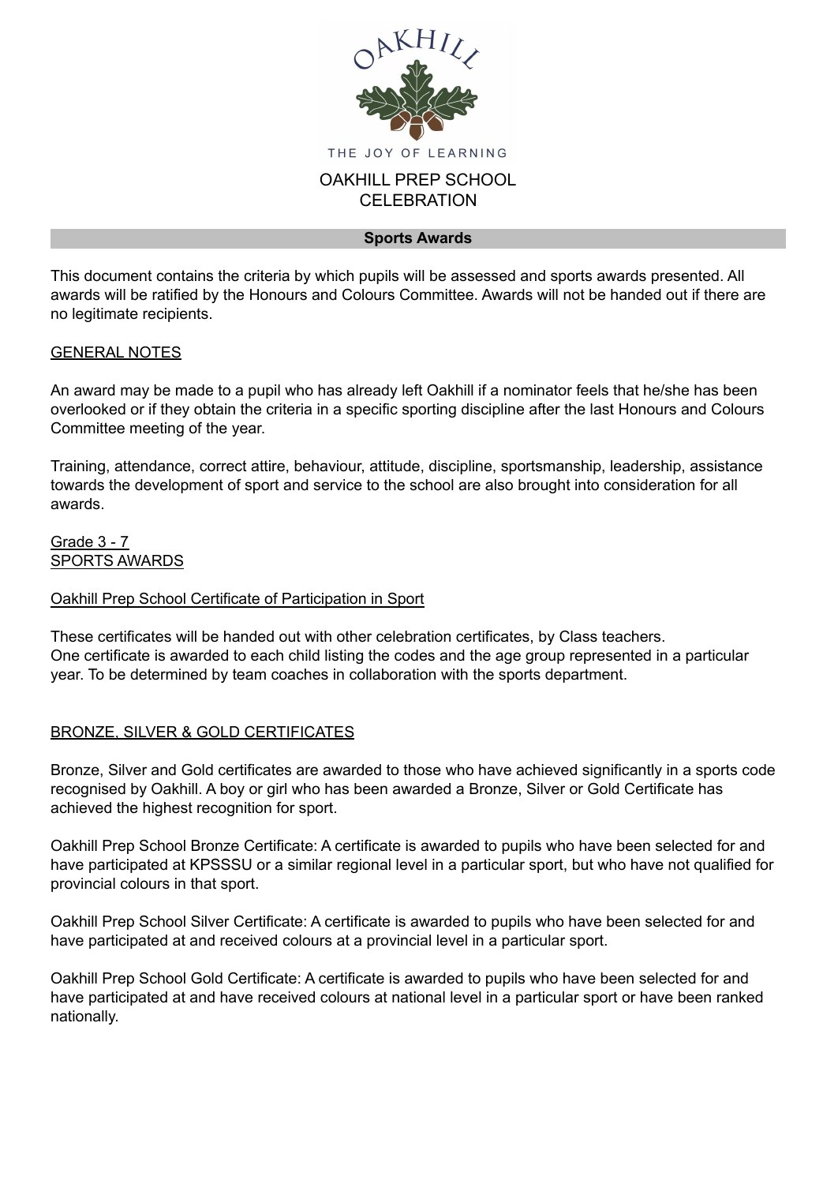OAKHILL

THE JOY OF LEARNING

OAKHILL PREP SCHOOL
CELEBRATION

## Sports Awards

This document contains the criteria by which pupils will be assessed and sports awards presented. All awards will be ratified by the Honours and Colours Committee. Awards will not be handed out if there are no legitimate recipients.

### GENERAL NOTES

An award may be made to a pupil who has already left Oakhill if a nominator feels that he/she has been overlooked or if they obtain the criteria in a specific sporting discipline after the last Honours and Colours Committee meeting of the year.

Training, attendance, correct attire, behaviour, attitude, discipline, sportsmanship, leadership, assistance towards the development of sport and service to the school are also brought into consideration for all awards.

### Grade 3 - 7
### SPORTS AWARDS

#### Oakhill Prep School Certificate of Participation in Sport

These certificates will be handed out with other celebration certificates, by Class teachers.
One certificate is awarded to each child listing the codes and the age group represented in a particular year. To be determined by team coaches in collaboration with the sports department.

### BRONZE, SILVER & GOLD CERTIFICATES

Bronze, Silver and Gold certificates are awarded to those who have achieved significantly in a sports code recognised by Oakhill. A boy or girl who has been awarded a Bronze, Silver or Gold Certificate has achieved the highest recognition for sport.

Oakhill Prep School Bronze Certificate: A certificate is awarded to pupils who have been selected for and have participated at KPSSSU or a similar regional level in a particular sport, but who have not qualified for provincial colours in that sport.

Oakhill Prep School Silver Certificate: A certificate is awarded to pupils who have been selected for and have participated at and received colours at a provincial level in a particular sport.

Oakhill Prep School Gold Certificate: A certificate is awarded to pupils who have been selected for and have participated at and have received colours at national level in a particular sport or have been ranked nationally.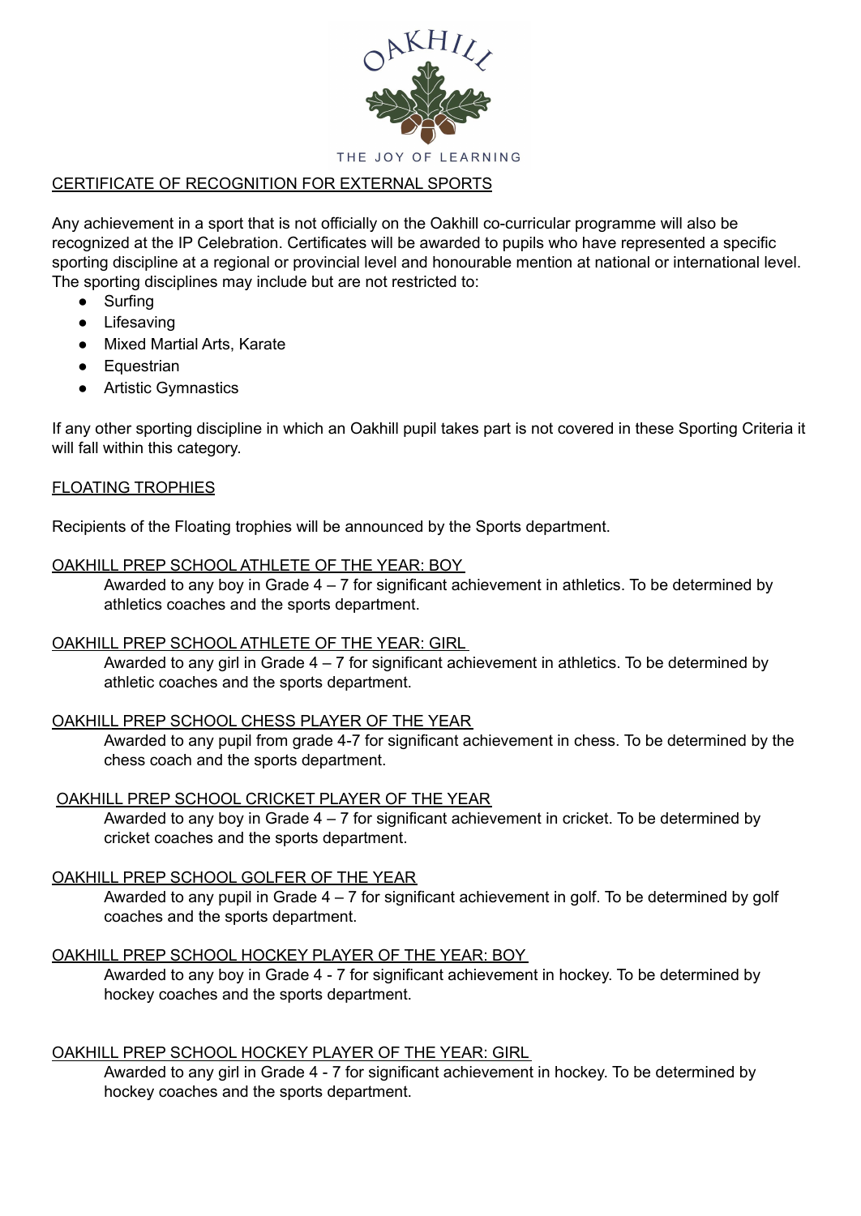OAKHILL

THE JOY OF LEARNING

## CERTIFICATE OF RECOGNITION FOR EXTERNAL SPORTS

Any achievement in a sport that is not officially on the Oakhill co-curricular programme will also be recognized at the IP Celebration. Certificates will be awarded to pupils who have represented a specific sporting discipline at a regional or provincial level and honourable mention at national or international level. The sporting disciplines may include but are not restricted to:

- Surfing
- Lifesaving
- Mixed Martial Arts, Karate
- Equestrian
- Artistic Gymnastics

If any other sporting discipline in which an Oakhill pupil takes part is not covered in these Sporting Criteria it will fall within this category.

## FLOATING TROPHIES

Recipients of the Floating trophies will be announced by the Sports department.

### OAKHILL PREP SCHOOL ATHLETE OF THE YEAR: BOY

Awarded to any boy in Grade 4 – 7 for significant achievement in athletics. To be determined by athletics coaches and the sports department.

### OAKHILL PREP SCHOOL ATHLETE OF THE YEAR: GIRL

Awarded to any girl in Grade 4 – 7 for significant achievement in athletics. To be determined by athletic coaches and the sports department.

### OAKHILL PREP SCHOOL CHESS PLAYER OF THE YEAR

Awarded to any pupil from grade 4-7 for significant achievement in chess. To be determined by the chess coach and the sports department.

### OAKHILL PREP SCHOOL CRICKET PLAYER OF THE YEAR

Awarded to any boy in Grade 4 – 7 for significant achievement in cricket. To be determined by cricket coaches and the sports department.

### OAKHILL PREP SCHOOL GOLFER OF THE YEAR

Awarded to any pupil in Grade 4 – 7 for significant achievement in golf. To be determined by golf coaches and the sports department.

### OAKHILL PREP SCHOOL HOCKEY PLAYER OF THE YEAR: BOY

Awarded to any boy in Grade 4 - 7 for significant achievement in hockey. To be determined by hockey coaches and the sports department.

### OAKHILL PREP SCHOOL HOCKEY PLAYER OF THE YEAR: GIRL

Awarded to any girl in Grade 4 - 7 for significant achievement in hockey. To be determined by hockey coaches and the sports department.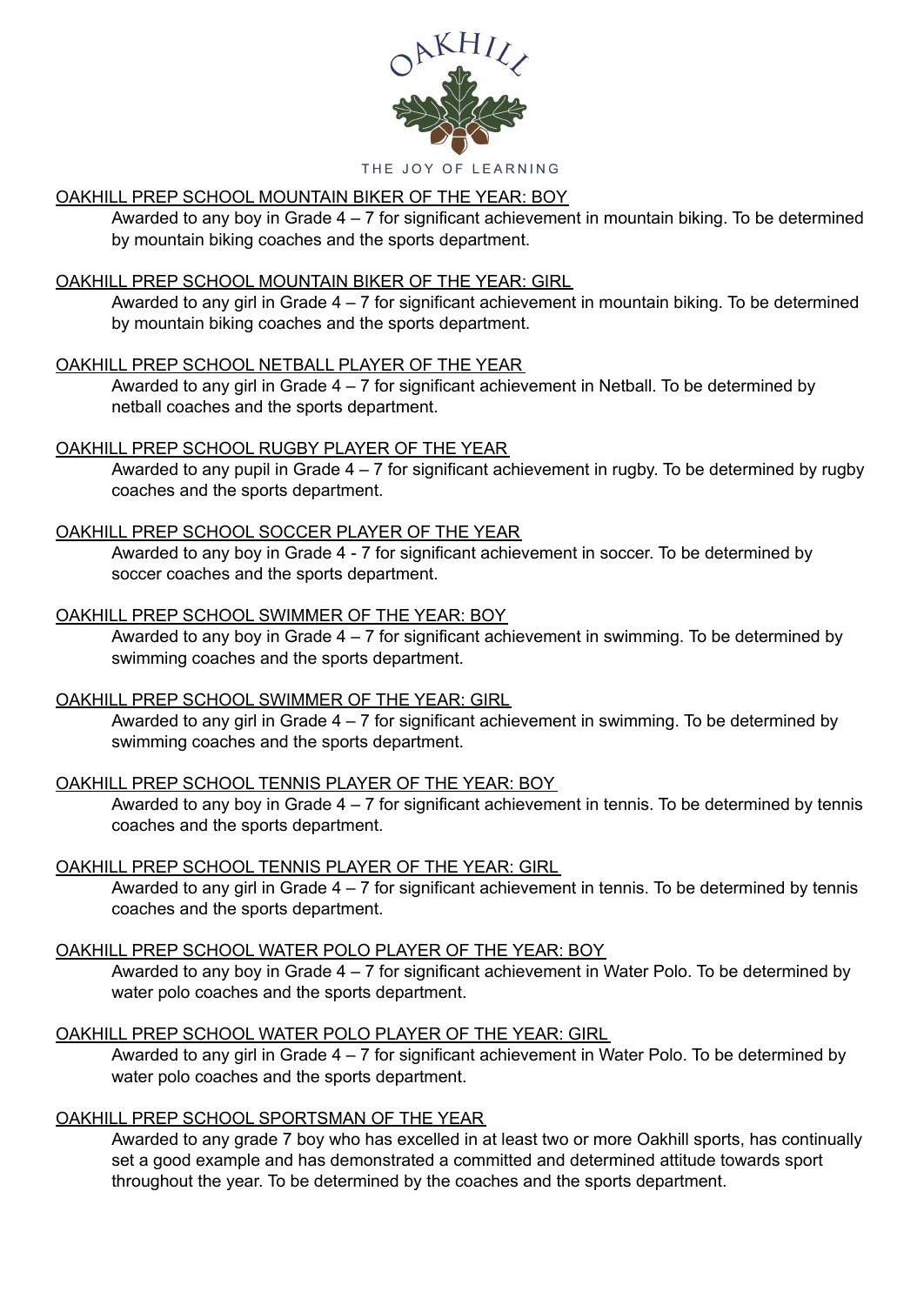THE JOY OF LEARNING

OAKHILL PREP SCHOOL MOUNTAIN BIKER OF THE YEAR: BOY

Awarded to any boy in Grade 4 – 7 for significant achievement in mountain biking. To be determined by mountain biking coaches and the sports department.

OAKHILL PREP SCHOOL MOUNTAIN BIKER OF THE YEAR: GIRL

Awarded to any girl in Grade 4 – 7 for significant achievement in mountain biking. To be determined by mountain biking coaches and the sports department.

OAKHILL PREP SCHOOL NETBALL PLAYER OF THE YEAR

Awarded to any girl in Grade 4 – 7 for significant achievement in Netball. To be determined by netball coaches and the sports department.

OAKHILL PREP SCHOOL RUGBY PLAYER OF THE YEAR

Awarded to any pupil in Grade 4 – 7 for significant achievement in rugby. To be determined by rugby coaches and the sports department.

OAKHILL PREP SCHOOL SOCCER PLAYER OF THE YEAR

Awarded to any boy in Grade 4 - 7 for significant achievement in soccer. To be determined by soccer coaches and the sports department.

OAKHILL PREP SCHOOL SWIMMER OF THE YEAR: BOY

Awarded to any boy in Grade 4 – 7 for significant achievement in swimming. To be determined by swimming coaches and the sports department.

OAKHILL PREP SCHOOL SWIMMER OF THE YEAR: GIRL

Awarded to any girl in Grade 4 – 7 for significant achievement in swimming. To be determined by swimming coaches and the sports department.

OAKHILL PREP SCHOOL TENNIS PLAYER OF THE YEAR: BOY

Awarded to any boy in Grade 4 – 7 for significant achievement in tennis. To be determined by tennis coaches and the sports department.

OAKHILL PREP SCHOOL TENNIS PLAYER OF THE YEAR: GIRL

Awarded to any girl in Grade 4 – 7 for significant achievement in tennis. To be determined by tennis coaches and the sports department.

OAKHILL PREP SCHOOL WATER POLO PLAYER OF THE YEAR: BOY

Awarded to any boy in Grade 4 – 7 for significant achievement in Water Polo. To be determined by water polo coaches and the sports department.

OAKHILL PREP SCHOOL WATER POLO PLAYER OF THE YEAR: GIRL

Awarded to any girl in Grade 4 – 7 for significant achievement in Water Polo. To be determined by water polo coaches and the sports department.

OAKHILL PREP SCHOOL SPORTSMAN OF THE YEAR

Awarded to any grade 7 boy who has excelled in at least two or more Oakhill sports, has continually set a good example and has demonstrated a committed and determined attitude towards sport throughout the year. To be determined by the coaches and the sports department.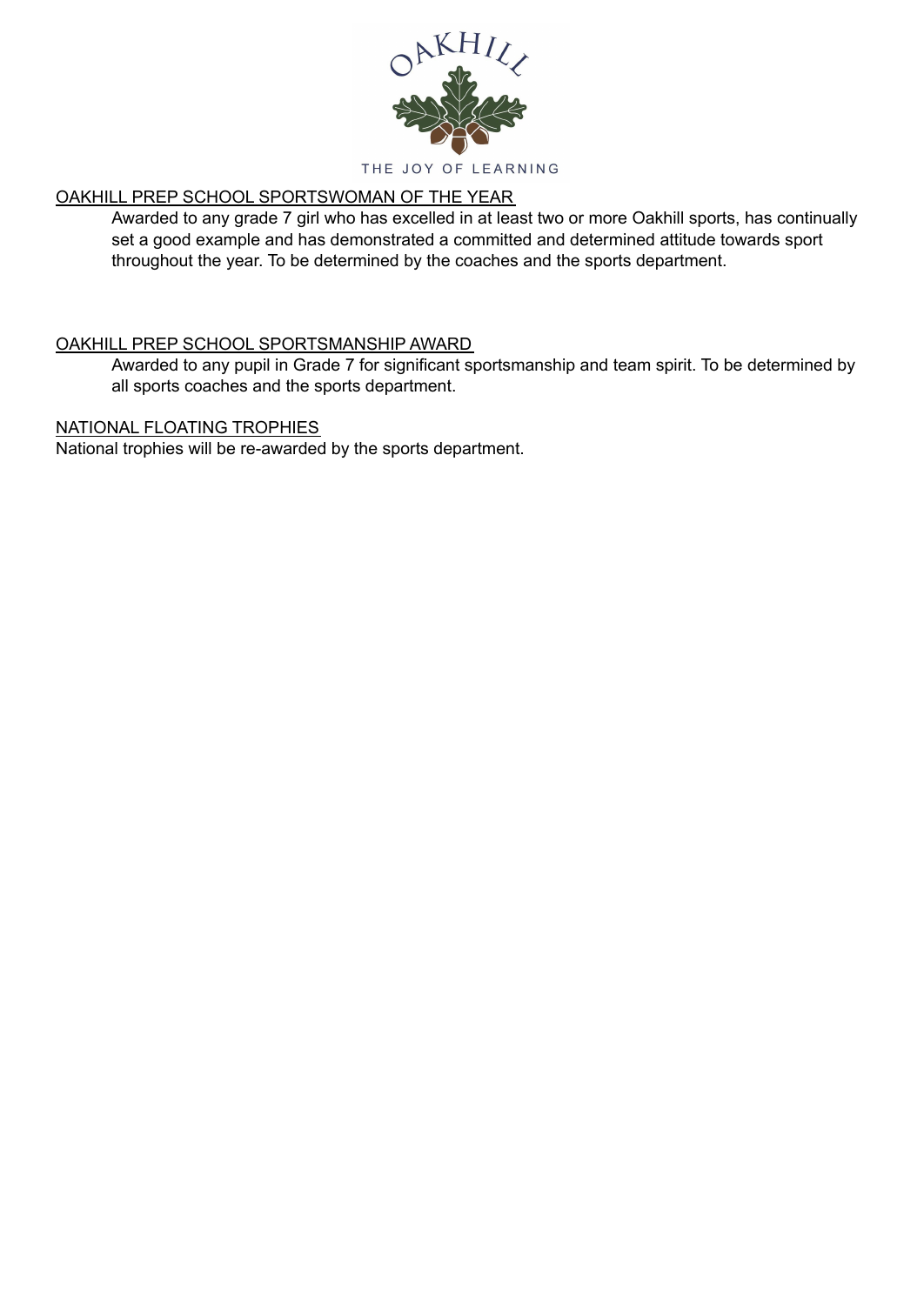OAKHILL

THE JOY OF LEARNING

<u>OAKHILL PREP SCHOOL SPORTSWOMAN OF THE YEAR</u>

Awarded to any grade 7 girl who has excelled in at least two or more Oakhill sports, has continually set a good example and has demonstrated a committed and determined attitude towards sport throughout the year. To be determined by the coaches and the sports department.

<u>OAKHILL PREP SCHOOL SPORTSMANSHIP AWARD</u>

Awarded to any pupil in Grade 7 for significant sportsmanship and team spirit. To be determined by all sports coaches and the sports department.

<u>NATIONAL FLOATING TROPHIES</u>

National trophies will be re-awarded by the sports department.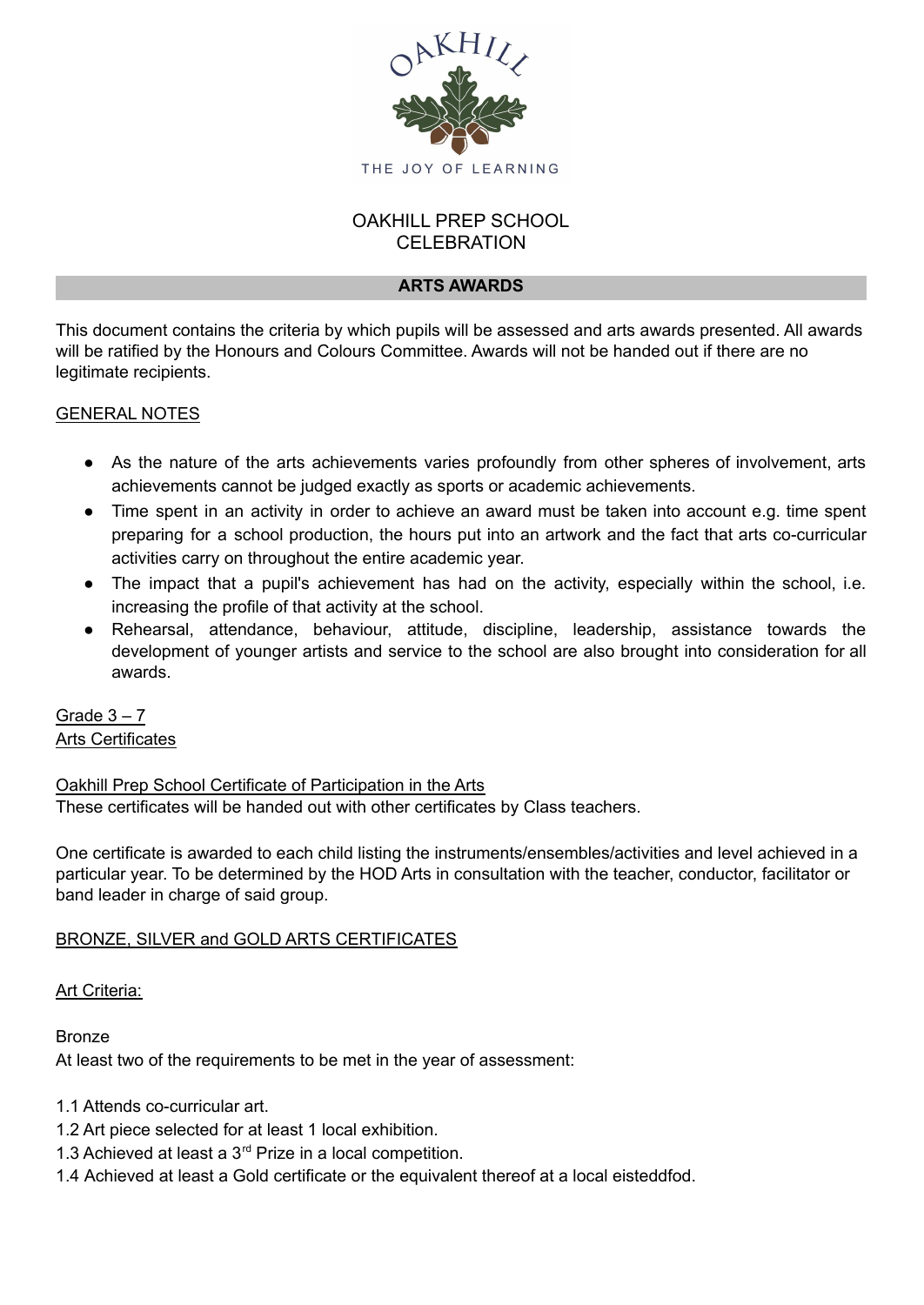OAKHILL

THE JOY OF LEARNING

# OAKHILL PREP SCHOOL CELEBRATION

## ARTS AWARDS

This document contains the criteria by which pupils will be assessed and arts awards presented. All awards will be ratified by the Honours and Colours Committee. Awards will not be handed out if there are no legitimate recipients.

### GENERAL NOTES

- As the nature of the arts achievements varies profoundly from other spheres of involvement, arts achievements cannot be judged exactly as sports or academic achievements.
- Time spent in an activity in order to achieve an award must be taken into account e.g. time spent preparing for a school production, the hours put into an artwork and the fact that arts co-curricular activities carry on throughout the entire academic year.
- The impact that a pupil's achievement has had on the activity, especially within the school, i.e. increasing the profile of that activity at the school.
- Rehearsal, attendance, behaviour, attitude, discipline, leadership, assistance towards the development of younger artists and service to the school are also brought into consideration for all awards.

### Grade 3 – 7
### Arts Certificates

#### Oakhill Prep School Certificate of Participation in the Arts

These certificates will be handed out with other certificates by Class teachers.

One certificate is awarded to each child listing the instruments/ensembles/activities and level achieved in a particular year. To be determined by the HOD Arts in consultation with the teacher, conductor, facilitator or band leader in charge of said group.

#### BRONZE, SILVER and GOLD ARTS CERTIFICATES

#### Art Criteria:

Bronze

At least two of the requirements to be met in the year of assessment:

1.1 Attends co-curricular art.
1.2 Art piece selected for at least 1 local exhibition.
1.3 Achieved at least a 3rd Prize in a local competition.
1.4 Achieved at least a Gold certificate or the equivalent thereof at a local eisteddfod.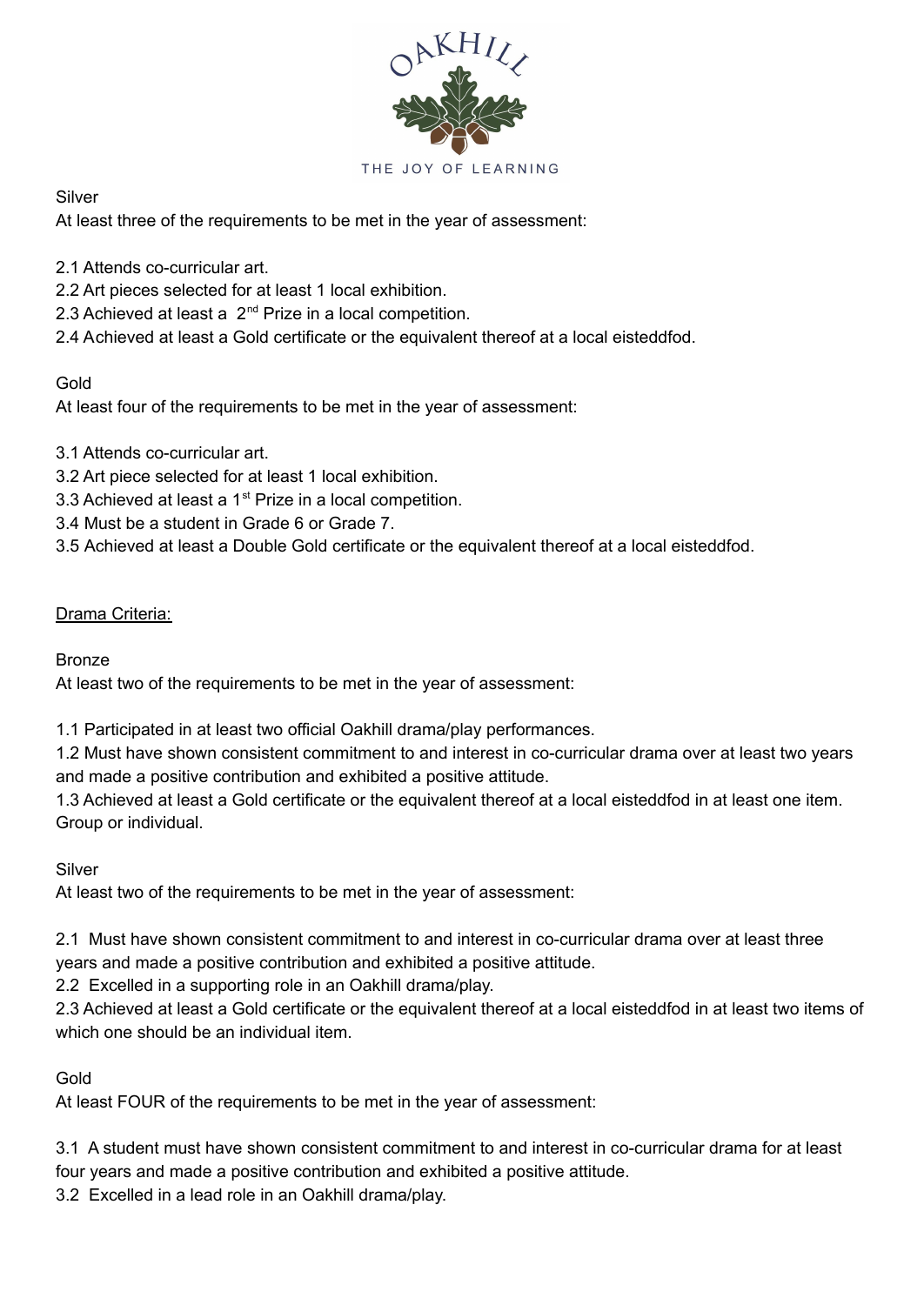Silver

At least three of the requirements to be met in the year of assessment:

2.1 Attends co-curricular art.
2.2 Art pieces selected for at least 1 local exhibition.
2.3 Achieved at least a 2nd Prize in a local competition.
2.4 Achieved at least a Gold certificate or the equivalent thereof at a local eisteddfod.

Gold

At least four of the requirements to be met in the year of assessment:

3.1 Attends co-curricular art.
3.2 Art piece selected for at least 1 local exhibition.
3.3 Achieved at least a 1st Prize in a local competition.
3.4 Must be a student in Grade 6 or Grade 7.
3.5 Achieved at least a Double Gold certificate or the equivalent thereof at a local eisteddfod.

<u>Drama Criteria:</u>

Bronze

At least two of the requirements to be met in the year of assessment:

1.1 Participated in at least two official Oakhill drama/play performances.
1.2 Must have shown consistent commitment to and interest in co-curricular drama over at least two years and made a positive contribution and exhibited a positive attitude.
1.3 Achieved at least a Gold certificate or the equivalent thereof at a local eisteddfod in at least one item. Group or individual.

Silver

At least two of the requirements to be met in the year of assessment:

2.1 Must have shown consistent commitment to and interest in co-curricular drama over at least three years and made a positive contribution and exhibited a positive attitude.
2.2 Excelled in a supporting role in an Oakhill drama/play.
2.3 Achieved at least a Gold certificate or the equivalent thereof at a local eisteddfod in at least two items of which one should be an individual item.

Gold

At least FOUR of the requirements to be met in the year of assessment:

3.1 A student must have shown consistent commitment to and interest in co-curricular drama for at least four years and made a positive contribution and exhibited a positive attitude.
3.2 Excelled in a lead role in an Oakhill drama/play.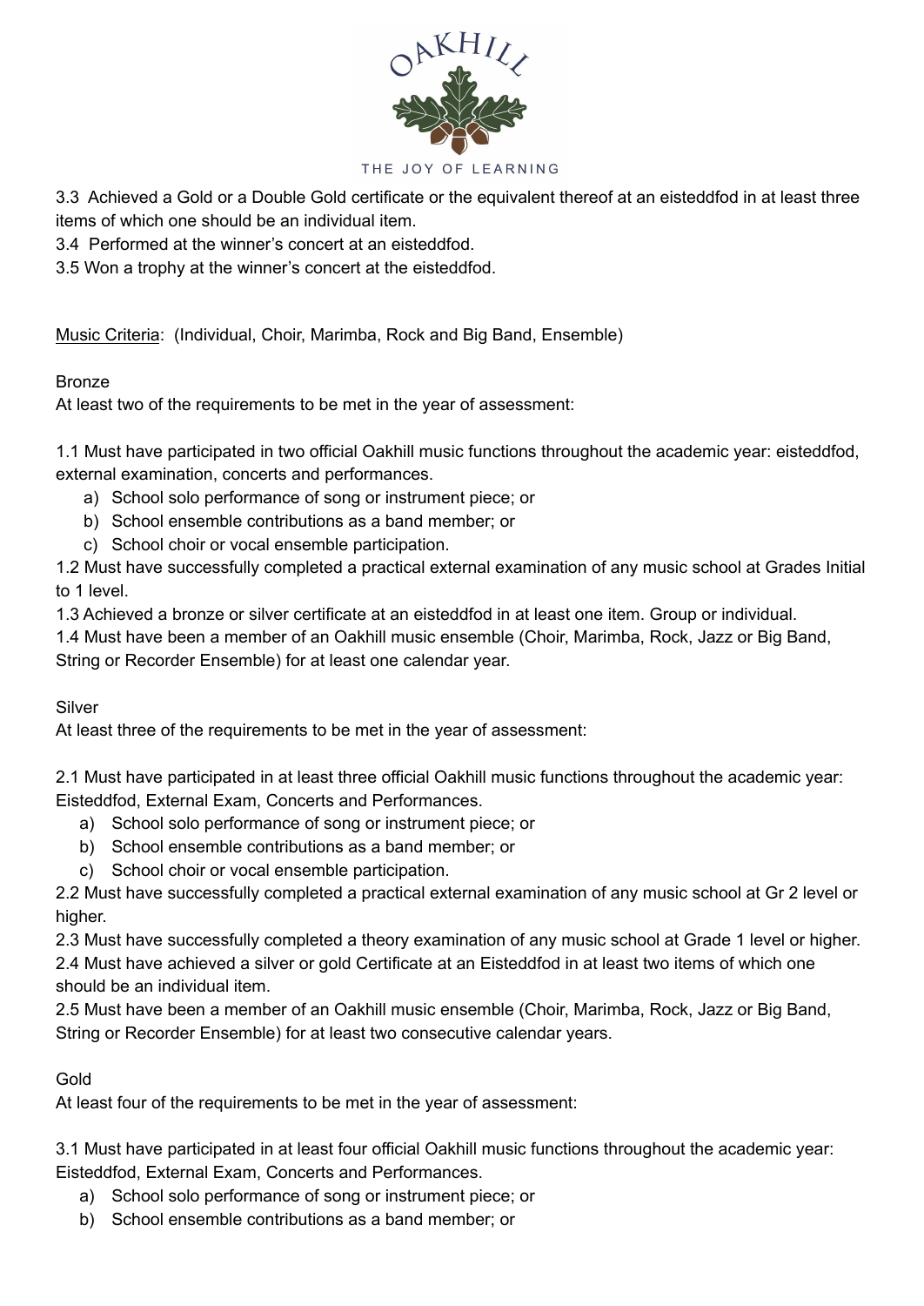3.3 Achieved a Gold or a Double Gold certificate or the equivalent thereof at an eisteddfod in at least three items of which one should be an individual item.
3.4 Performed at the winner's concert at an eisteddfod.
3.5 Won a trophy at the winner's concert at the eisteddfod.

Music Criteria: (Individual, Choir, Marimba, Rock and Big Band, Ensemble)

Bronze
At least two of the requirements to be met in the year of assessment:

1.1 Must have participated in two official Oakhill music functions throughout the academic year: eisteddfod, external examination, concerts and performances.

a) School solo performance of song or instrument piece; or
b) School ensemble contributions as a band member; or
c) School choir or vocal ensemble participation.

1.2 Must have successfully completed a practical external examination of any music school at Grades Initial to 1 level.
1.3 Achieved a bronze or silver certificate at an eisteddfod in at least one item. Group or individual.
1.4 Must have been a member of an Oakhill music ensemble (Choir, Marimba, Rock, Jazz or Big Band, String or Recorder Ensemble) for at least one calendar year.

Silver
At least three of the requirements to be met in the year of assessment:

2.1 Must have participated in at least three official Oakhill music functions throughout the academic year: Eisteddfod, External Exam, Concerts and Performances.

a) School solo performance of song or instrument piece; or
b) School ensemble contributions as a band member; or
c) School choir or vocal ensemble participation.

2.2 Must have successfully completed a practical external examination of any music school at Gr 2 level or higher.
2.3 Must have successfully completed a theory examination of any music school at Grade 1 level or higher.
2.4 Must have achieved a silver or gold Certificate at an Eisteddfod in at least two items of which one should be an individual item.
2.5 Must have been a member of an Oakhill music ensemble (Choir, Marimba, Rock, Jazz or Big Band, String or Recorder Ensemble) for at least two consecutive calendar years.

Gold
At least four of the requirements to be met in the year of assessment:

3.1 Must have participated in at least four official Oakhill music functions throughout the academic year: Eisteddfod, External Exam, Concerts and Performances.

a) School solo performance of song or instrument piece; or
b) School ensemble contributions as a band member; or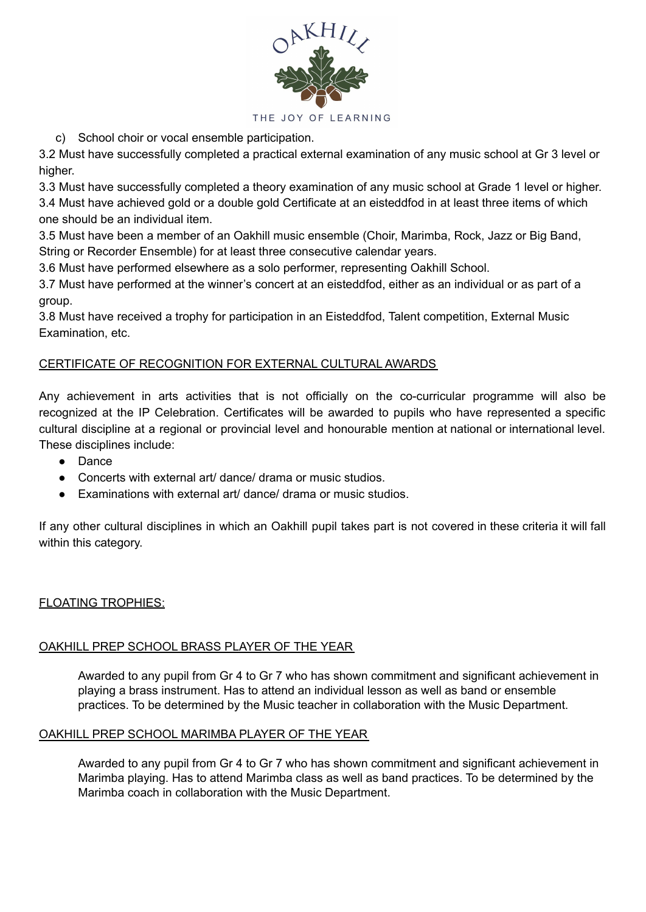c) School choir or vocal ensemble participation.

3.2 Must have successfully completed a practical external examination of any music school at Gr 3 level or higher.

3.3 Must have successfully completed a theory examination of any music school at Grade 1 level or higher.

3.4 Must have achieved gold or a double gold Certificate at an eisteddfod in at least three items of which one should be an individual item.

3.5 Must have been a member of an Oakhill music ensemble (Choir, Marimba, Rock, Jazz or Big Band, String or Recorder Ensemble) for at least three consecutive calendar years.

3.6 Must have performed elsewhere as a solo performer, representing Oakhill School.

3.7 Must have performed at the winner's concert at an eisteddfod, either as an individual or as part of a group.

3.8 Must have received a trophy for participation in an Eisteddfod, Talent competition, External Music Examination, etc.

## CERTIFICATE OF RECOGNITION FOR EXTERNAL CULTURAL AWARDS

Any achievement in arts activities that is not officially on the co-curricular programme will also be recognized at the IP Celebration. Certificates will be awarded to pupils who have represented a specific cultural discipline at a regional or provincial level and honourable mention at national or international level. These disciplines include:

- Dance
- Concerts with external art/ dance/ drama or music studios.
- Examinations with external art/ dance/ drama or music studios.

If any other cultural disciplines in which an Oakhill pupil takes part is not covered in these criteria it will fall within this category.

## FLOATING TROPHIES:

### OAKHILL PREP SCHOOL BRASS PLAYER OF THE YEAR

Awarded to any pupil from Gr 4 to Gr 7 who has shown commitment and significant achievement in playing a brass instrument. Has to attend an individual lesson as well as band or ensemble practices. To be determined by the Music teacher in collaboration with the Music Department.

### OAKHILL PREP SCHOOL MARIMBA PLAYER OF THE YEAR

Awarded to any pupil from Gr 4 to Gr 7 who has shown commitment and significant achievement in Marimba playing. Has to attend Marimba class as well as band practices. To be determined by the Marimba coach in collaboration with the Music Department.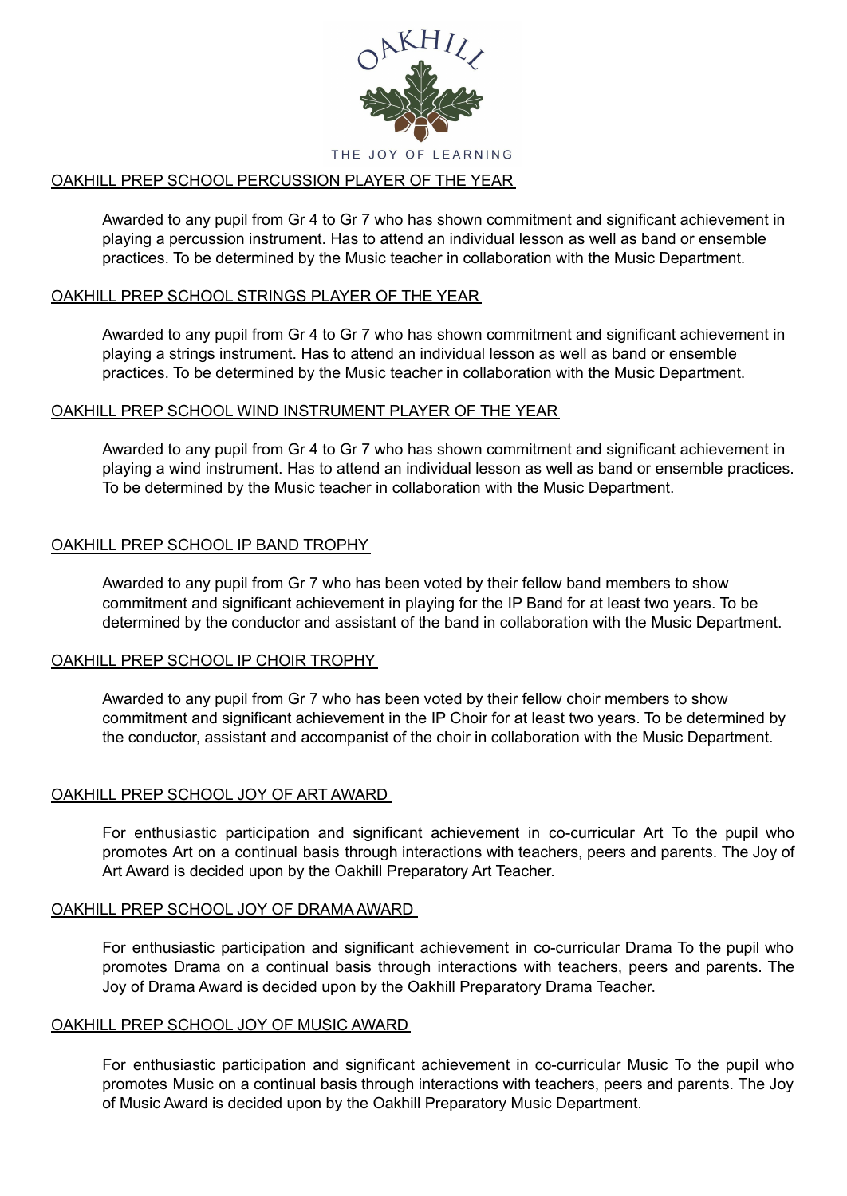OAKHILL

THE JOY OF LEARNING

## OAKHILL PREP SCHOOL PERCUSSION PLAYER OF THE YEAR

Awarded to any pupil from Gr 4 to Gr 7 who has shown commitment and significant achievement in playing a percussion instrument. Has to attend an individual lesson as well as band or ensemble practices. To be determined by the Music teacher in collaboration with the Music Department.

## OAKHILL PREP SCHOOL STRINGS PLAYER OF THE YEAR

Awarded to any pupil from Gr 4 to Gr 7 who has shown commitment and significant achievement in playing a strings instrument. Has to attend an individual lesson as well as band or ensemble practices. To be determined by the Music teacher in collaboration with the Music Department.

## OAKHILL PREP SCHOOL WIND INSTRUMENT PLAYER OF THE YEAR

Awarded to any pupil from Gr 4 to Gr 7 who has shown commitment and significant achievement in playing a wind instrument. Has to attend an individual lesson as well as band or ensemble practices. To be determined by the Music teacher in collaboration with the Music Department.

## OAKHILL PREP SCHOOL IP BAND TROPHY

Awarded to any pupil from Gr 7 who has been voted by their fellow band members to show commitment and significant achievement in playing for the IP Band for at least two years. To be determined by the conductor and assistant of the band in collaboration with the Music Department.

## OAKHILL PREP SCHOOL IP CHOIR TROPHY

Awarded to any pupil from Gr 7 who has been voted by their fellow choir members to show commitment and significant achievement in the IP Choir for at least two years. To be determined by the conductor, assistant and accompanist of the choir in collaboration with the Music Department.

## OAKHILL PREP SCHOOL JOY OF ART AWARD

For enthusiastic participation and significant achievement in co-curricular Art To the pupil who promotes Art on a continual basis through interactions with teachers, peers and parents. The Joy of Art Award is decided upon by the Oakhill Preparatory Art Teacher.

## OAKHILL PREP SCHOOL JOY OF DRAMA AWARD

For enthusiastic participation and significant achievement in co-curricular Drama To the pupil who promotes Drama on a continual basis through interactions with teachers, peers and parents. The Joy of Drama Award is decided upon by the Oakhill Preparatory Drama Teacher.

## OAKHILL PREP SCHOOL JOY OF MUSIC AWARD

For enthusiastic participation and significant achievement in co-curricular Music To the pupil who promotes Music on a continual basis through interactions with teachers, peers and parents. The Joy of Music Award is decided upon by the Oakhill Preparatory Music Department.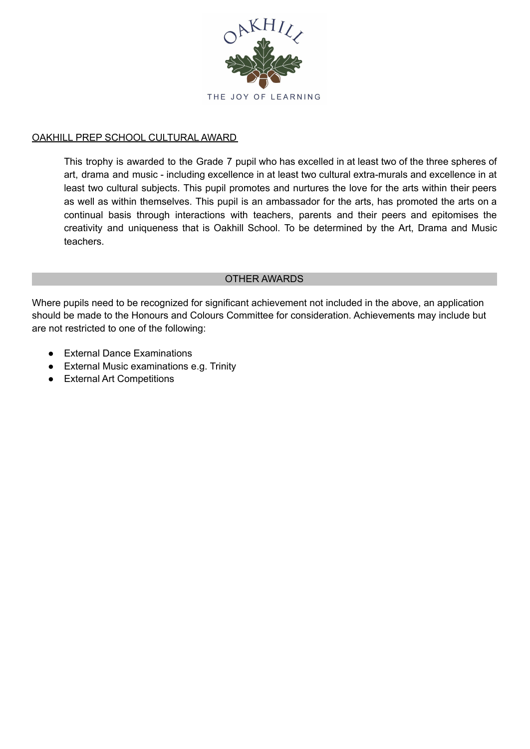OAKHILL

THE JOY OF LEARNING

OAKHILL PREP SCHOOL CULTURAL AWARD

This trophy is awarded to the Grade 7 pupil who has excelled in at least two of the three spheres of art, drama and music - including excellence in at least two cultural extra-murals and excellence in at least two cultural subjects. This pupil promotes and nurtures the love for the arts within their peers as well as within themselves. This pupil is an ambassador for the arts, has promoted the arts on a continual basis through interactions with teachers, parents and their peers and epitomises the creativity and uniqueness that is Oakhill School. To be determined by the Art, Drama and Music teachers.

## OTHER AWARDS

Where pupils need to be recognized for significant achievement not included in the above, an application should be made to the Honours and Colours Committee for consideration. Achievements may include but are not restricted to one of the following:

- External Dance Examinations
- External Music examinations e.g. Trinity
- External Art Competitions